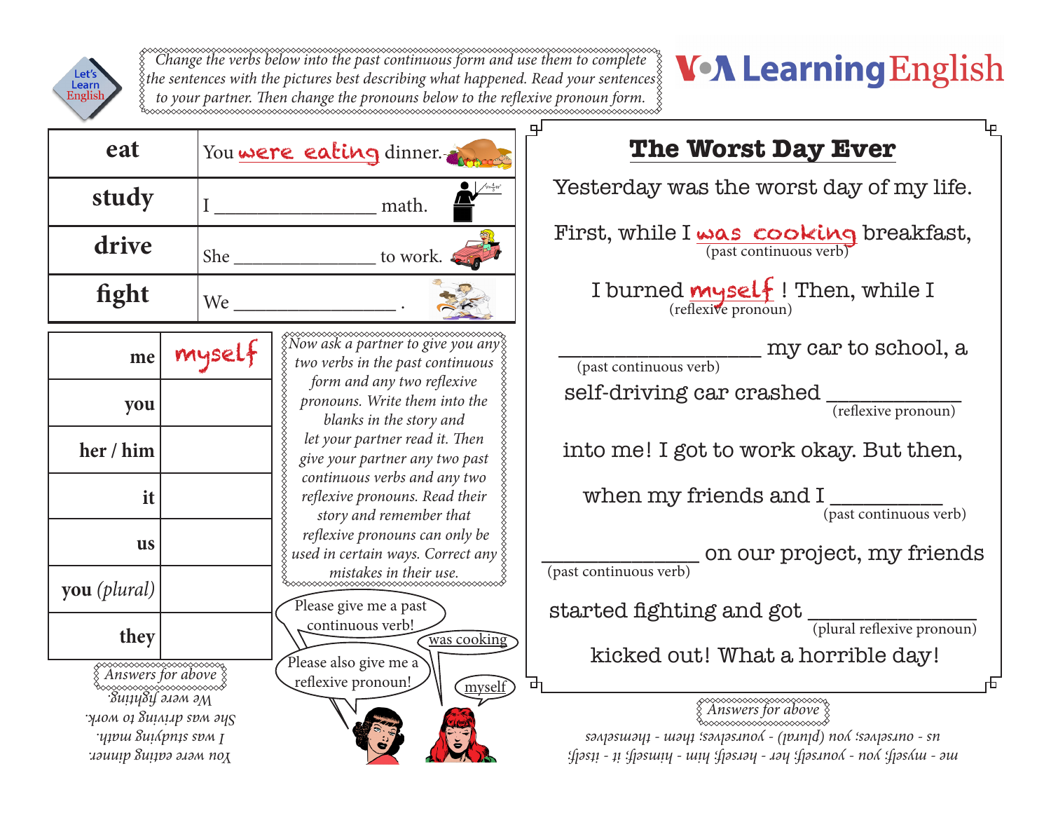Let's Learn English

*Change the verbs below into the past continuous form and use them to complete the sentences with the pictures best describing what happened. Read your sentences to your partner. Then change the pronouns below to the reflexive pronoun form.*

VOA Learning English

| Verb | Sentence |
|---|---|
| **eat** | You were eating dinner. |
| **study** | I _______________ math. |
| **drive** | She _______________ to work. |
| **fight** | We _______________ . |

| Pronoun | Reflexive |
|---|---|
| **me** | myself |
| **you** | |
| **her / him** | |
| **it** | |
| **us** | |
| **you** *(plural)* | |
| **they** | |

*Now ask a partner to give you any two verbs in the past continuous form and any two reflexive pronouns. Write them into the blanks in the story and let your partner read it. Then give your partner any two past continuous verbs and any two reflexive pronouns. Read their story and remember that reflexive pronouns can only be used in certain ways. Correct any mistakes in their use.*

Please give me a past continuous verb!

was cooking

Please also give me a reflexive pronoun!

myself

*Answers for above*

You were eating dinner.
I was studying math.
She was driving to work.
We were fighting.

## The Worst Day Ever

Yesterday was the worst day of my life.

First, while I was cooking (past continuous verb) breakfast,

I burned myself (reflexive pronoun)! Then, while I

_______________ (past continuous verb) my car to school, a

self-driving car crashed _______________ (reflexive pronoun)

into me! I got to work okay. But then,

when my friends and I _______________ (past continuous verb)

_______________ (past continuous verb) on our project, my friends

started fighting and got _______________ (plural reflexive pronoun)

kicked out! What a horrible day!

*Answers for above*

me - myself; you - yourself; her - herself; him - himself; it - itself;
us - ourselves; you (plural) - yourselves; them - themselves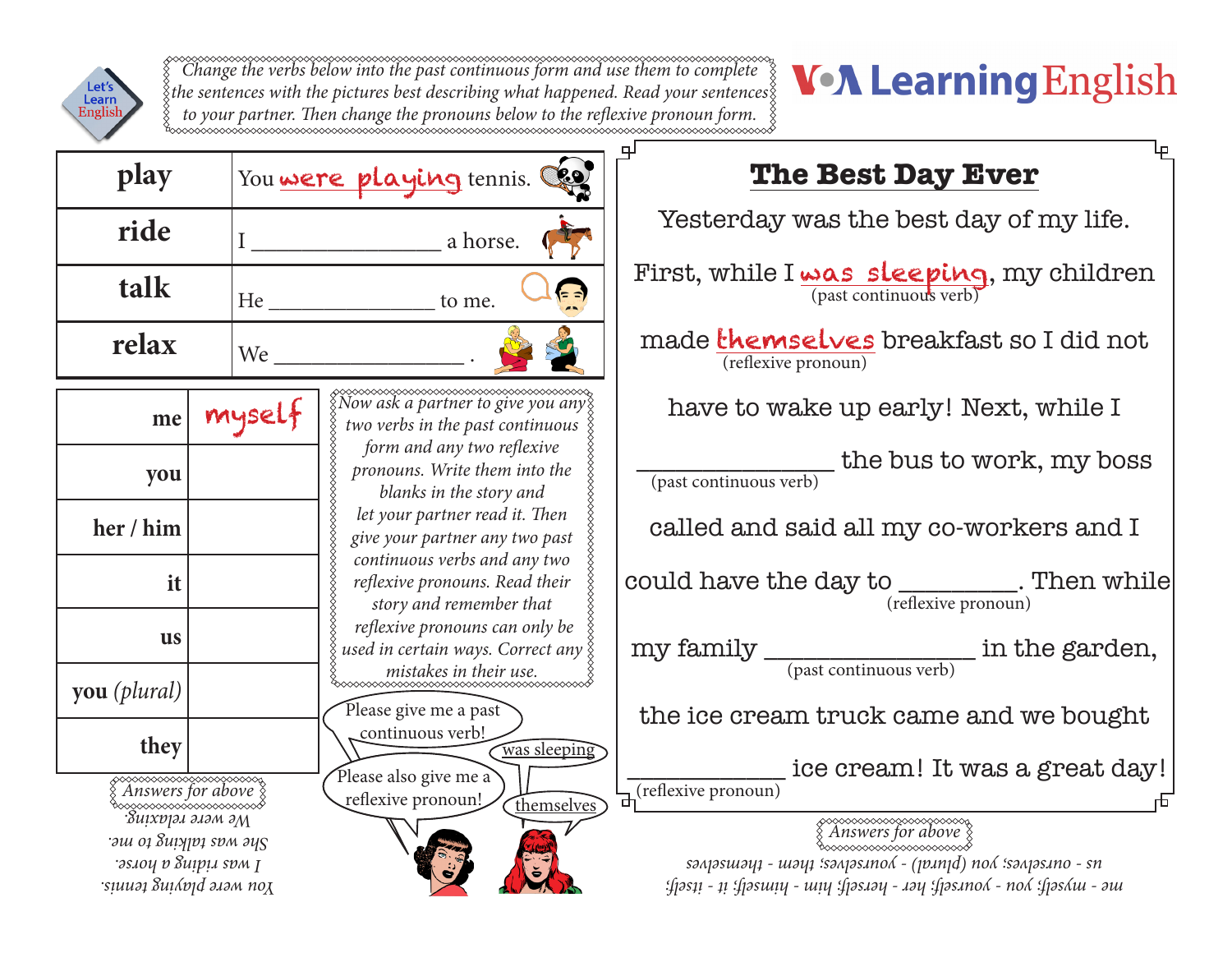Let's Learn English

*Change the verbs below into the past continuous form and use them to complete the sentences with the pictures best describing what happened. Read your sentences to your partner. Then change the pronouns below to the reflexive pronoun form.*

VOA Learning English

| | |
|---|---|
| **play** | You were playing tennis. |
| **ride** | I ________________ a horse. |
| **talk** | He ________________ to me. |
| **relax** | We ________________ . |

| | |
|---|---|
| **me** | myself |
| **you** | |
| **her / him** | |
| **it** | |
| **us** | |
| **you** *(plural)* | |
| **they** | |

*Answers for above*

*You were playing tennis.*
*I was riding a horse.*
*She was talking to me.*
*We were relaxing.*

*Now ask a partner to give you any two verbs in the past continuous form and any two reflexive pronouns. Write them into the blanks in the story and let your partner read it. Then give your partner any two past continuous verbs and any two reflexive pronouns. Read their story and remember that reflexive pronouns can only be used in certain ways. Correct any mistakes in their use.*

Please give me a past continuous verb!

was sleeping

Please also give me a reflexive pronoun!

themselves

## The Best Day Ever

Yesterday was the best day of my life.

First, while I was sleeping (past continuous verb), my children made themselves (reflexive pronoun) breakfast so I did not have to wake up early! Next, while I ________________ (past continuous verb) the bus to work, my boss called and said all my co-workers and I could have the day to __________ (reflexive pronoun). Then while my family ________________ (past continuous verb) in the garden, the ice cream truck came and we bought ____________ (reflexive pronoun) ice cream! It was a great day!

*Answers for above*

*me - myself; you - yourself; her - herself; him - himself; it - itself;*
*us - ourselves; you (plural) - yourselves; them - themselves*